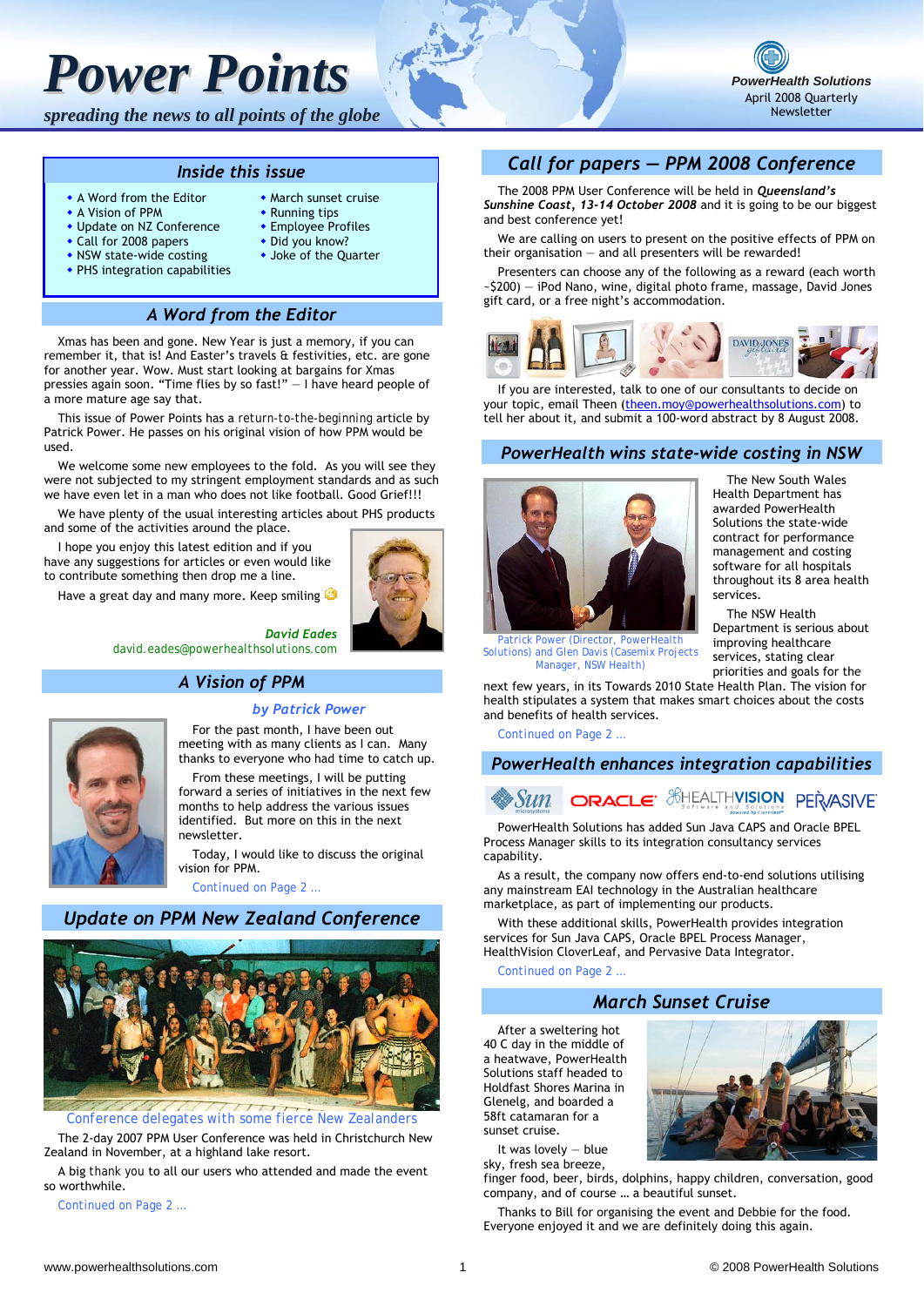# Power Points

*spreading the news to all points of the globe*

**PowerHealth Solutions**
April 2008 Quarterly Newsletter

## Inside this issue

- A Word from the Editor
- A Vision of PPM
- Update on NZ Conference
- Call for 2008 papers
- NSW state-wide costing
- PHS integration capabilities
- March sunset cruise
- Running tips
- Employee Profiles
- Did you know?
- Joke of the Quarter

## A Word from the Editor

Xmas has been and gone. New Year is just a memory, if you can remember it, that is! And Easter's travels & festivities, etc. are gone for another year. Wow. Must start looking at bargains for Xmas pressies again soon. "Time flies by so fast!" — I have heard people of a more mature age say that.

This issue of Power Points has a return-to-the-beginning article by Patrick Power. He passes on his original vision of how PPM would be used.

We welcome some new employees to the fold. As you will see they were not subjected to my stringent employment standards and as such we have even let in a man who does not like football. Good Grief!!!

We have plenty of the usual interesting articles about PHS products and some of the activities around the place.

I hope you enjoy this latest edition and if you have any suggestions for articles or even would like to contribute something then drop me a line.

Have a great day and many more. Keep smiling ☺

***David Eades***
david.eades@powerhealthsolutions.com

## A Vision of PPM

***by Patrick Power***

For the past month, I have been out meeting with as many clients as I can. Many thanks to everyone who had time to catch up.

From these meetings, I will be putting forward a series of initiatives in the next few months to help address the various issues identified. But more on this in the next newsletter.

Today, I would like to discuss the original vision for PPM.

Continued on Page 2 …

## Update on PPM New Zealand Conference

Conference delegates with some fierce New Zealanders

The 2-day 2007 PPM User Conference was held in Christchurch New Zealand in November, at a highland lake resort.

A big thank you to all our users who attended and made the event so worthwhile.

Continued on Page 2 …

## Call for papers — PPM 2008 Conference

The 2008 PPM User Conference will be held in ***Queensland's Sunshine Coast, 13-14 October 2008*** and it is going to be our biggest and best conference yet!

We are calling on users to present on the positive effects of PPM on their organisation — and all presenters will be rewarded!

Presenters can choose any of the following as a reward (each worth ~$200) — iPod Nano, wine, digital photo frame, massage, David Jones gift card, or a free night's accommodation.

If you are interested, talk to one of our consultants to decide on your topic, email Theen (theen.moy@powerhealthsolutions.com) to tell her about it, and submit a 100-word abstract by 8 August 2008.

## PowerHealth wins state-wide costing in NSW

Patrick Power (Director, PowerHealth Solutions) and Glen Davis (Casemix Projects Manager, NSW Health)

The New South Wales Health Department has awarded PowerHealth Solutions the state-wide contract for performance management and costing software for all hospitals throughout its 8 area health services.

The NSW Health Department is serious about improving healthcare services, stating clear priorities and goals for the next few years, in its Towards 2010 State Health Plan. The vision for health stipulates a system that makes smart choices about the costs and benefits of health services.

Continued on Page 2 …

## PowerHealth enhances integration capabilities

PowerHealth Solutions has added Sun Java CAPS and Oracle BPEL Process Manager skills to its integration consultancy services capability.

As a result, the company now offers end-to-end solutions utilising any mainstream EAI technology in the Australian healthcare marketplace, as part of implementing our products.

With these additional skills, PowerHealth provides integration services for Sun Java CAPS, Oracle BPEL Process Manager, HealthVision CloverLeaf, and Pervasive Data Integrator.

Continued on Page 2 …

## March Sunset Cruise

After a sweltering hot 40 C day in the middle of a heatwave, PowerHealth Solutions staff headed to Holdfast Shores Marina in Glenelg, and boarded a 58ft catamaran for a sunset cruise.

It was lovely — blue sky, fresh sea breeze, finger food, beer, birds, dolphins, happy children, conversation, good company, and of course … a beautiful sunset.

Thanks to Bill for organising the event and Debbie for the food. Everyone enjoyed it and we are definitely doing this again.

www.powerhealthsolutions.com © 2008 PowerHealth Solutions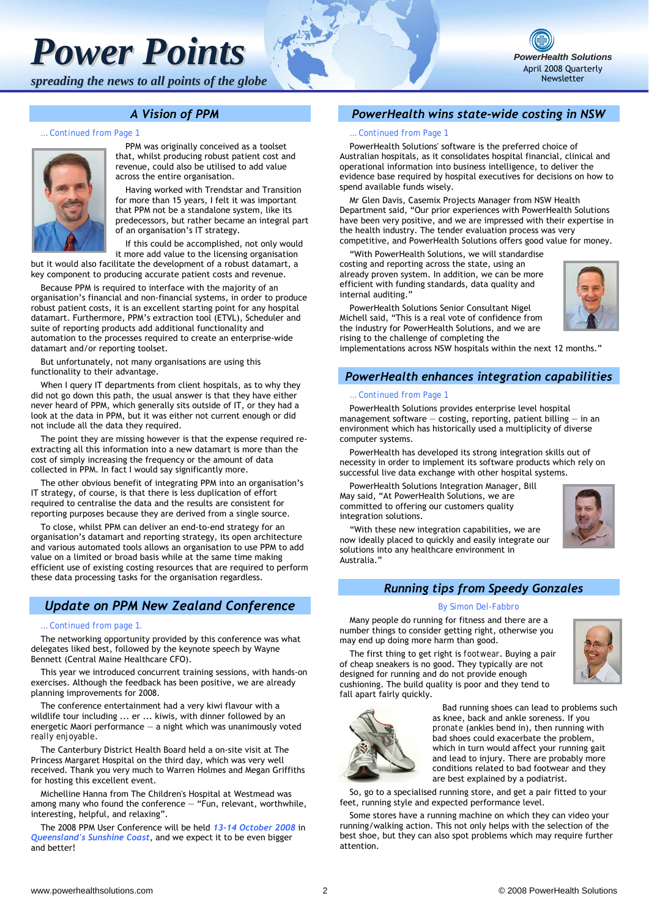# Power Points

*spreading the news to all points of the globe*

PowerHealth Solutions
April 2008 Quarterly Newsletter

## A Vision of PPM

... Continued from Page 1

PPM was originally conceived as a toolset that, whilst producing robust patient cost and revenue, could also be utilised to add value across the entire organisation.

Having worked with Trendstar and Transition for more than 15 years, I felt it was important that PPM not be a standalone system, like its predecessors, but rather became an integral part of an organisation's IT strategy.

If this could be accomplished, not only would it more add value to the licensing organisation but it would also facilitate the development of a robust datamart, a key component to producing accurate patient costs and revenue.

Because PPM is required to interface with the majority of an organisation's financial and non-financial systems, in order to produce robust patient costs, it is an excellent starting point for any hospital datamart. Furthermore, PPM's extraction tool (ETVL), Scheduler and suite of reporting products add additional functionality and automation to the processes required to create an enterprise-wide datamart and/or reporting toolset.

But unfortunately, not many organisations are using this functionality to their advantage.

When I query IT departments from client hospitals, as to why they did not go down this path, the usual answer is that they have either never heard of PPM, which generally sits outside of IT, or they had a look at the data in PPM, but it was either not current enough or did not include all the data they required.

The point they are missing however is that the expense required re-extracting all this information into a new datamart is more than the cost of simply increasing the frequency or the amount of data collected in PPM. In fact I would say significantly more.

The other obvious benefit of integrating PPM into an organisation's IT strategy, of course, is that there is less duplication of effort required to centralise the data and the results are consistent for reporting purposes because they are derived from a single source.

To close, whilst PPM can deliver an end-to-end strategy for an organisation's datamart and reporting strategy, its open architecture and various automated tools allows an organisation to use PPM to add value on a limited or broad basis while at the same time making efficient use of existing costing resources that are required to perform these data processing tasks for the organisation regardless.

## Update on PPM New Zealand Conference

... Continued from page 1.

The networking opportunity provided by this conference was what delegates liked best, followed by the keynote speech by Wayne Bennett (Central Maine Healthcare CFO).

This year we introduced concurrent training sessions, with hands-on exercises. Although the feedback has been positive, we are already planning improvements for 2008.

The conference entertainment had a very kiwi flavour with a wildlife tour including ... er ... kiwis, with dinner followed by an energetic Maori performance — a night which was unanimously voted really enjoyable.

The Canterbury District Health Board held a on-site visit at The Princess Margaret Hospital on the third day, which was very well received. Thank you very much to Warren Holmes and Megan Griffiths for hosting this excellent event.

Michelline Hanna from The Children's Hospital at Westmead was among many who found the conference — "Fun, relevant, worthwhile, interesting, helpful, and relaxing".

The 2008 PPM User Conference will be held *13-14 October 2008* in *Queensland's Sunshine Coast*, and we expect it to be even bigger and better!

## PowerHealth wins state-wide costing in NSW

... Continued from Page 1

PowerHealth Solutions' software is the preferred choice of Australian hospitals, as it consolidates hospital financial, clinical and operational information into business intelligence, to deliver the evidence base required by hospital executives for decisions on how to spend available funds wisely.

Mr Glen Davis, Casemix Projects Manager from NSW Health Department said, "Our prior experiences with PowerHealth Solutions have been very positive, and we are impressed with their expertise in the health industry. The tender evaluation process was very competitive, and PowerHealth Solutions offers good value for money.

"With PowerHealth Solutions, we will standardise costing and reporting across the state, using an already proven system. In addition, we can be more efficient with funding standards, data quality and internal auditing."

PowerHealth Solutions Senior Consultant Nigel Michell said, "This is a real vote of confidence from the industry for PowerHealth Solutions, and we are rising to the challenge of completing the implementations across NSW hospitals within the next 12 months."

## PowerHealth enhances integration capabilities

... Continued from Page 1

PowerHealth Solutions provides enterprise level hospital management software — costing, reporting, patient billing — in an environment which has historically used a multiplicity of diverse computer systems.

PowerHealth has developed its strong integration skills out of necessity in order to implement its software products which rely on successful live data exchange with other hospital systems.

PowerHealth Solutions Integration Manager, Bill May said, "At PowerHealth Solutions, we are committed to offering our customers quality integration solutions.

"With these new integration capabilities, we are now ideally placed to quickly and easily integrate our solutions into any healthcare environment in Australia."

## Running tips from Speedy Gonzales

By Simon Del-Fabbro

Many people do running for fitness and there are a number things to consider getting right, otherwise you may end up doing more harm than good.

The first thing to get right is footwear. Buying a pair of cheap sneakers is no good. They typically are not designed for running and do not provide enough cushioning. The build quality is poor and they tend to fall apart fairly quickly.

Bad running shoes can lead to problems such as knee, back and ankle soreness. If you pronate (ankles bend in), then running with bad shoes could exacerbate the problem, which in turn would affect your running gait and lead to injury. There are probably more conditions related to bad footwear and they are best explained by a podiatrist.

So, go to a specialised running store, and get a pair fitted to your feet, running style and expected performance level.

Some stores have a running machine on which they can video your running/walking action. This not only helps with the selection of the best shoe, but they can also spot problems which may require further attention.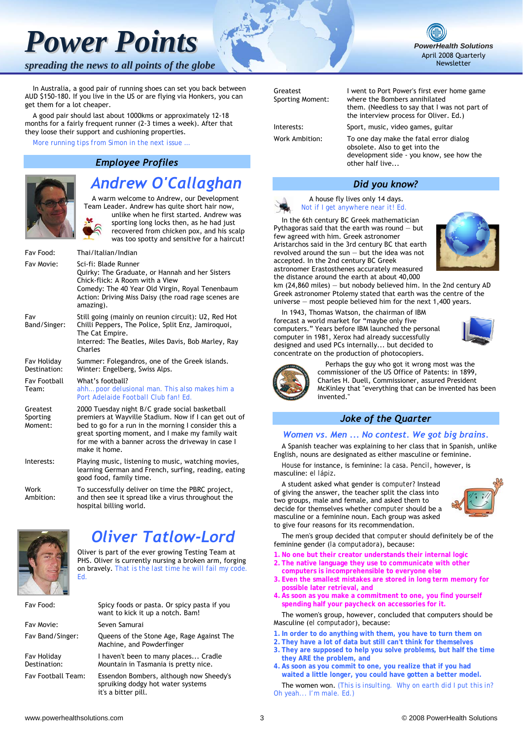# Power Points

*spreading the news to all points of the globe*

PowerHealth Solutions
April 2008 Quarterly Newsletter

In Australia, a good pair of running shoes can set you back between AUD $150-180. If you live in the US or are flying via Honkers, you can get them for a lot cheaper.

A good pair should last about 1000kms or approximately 12-18 months for a fairly frequent runner (2-3 times a week). After that they loose their support and cushioning properties.

More running tips from Simon in the next issue …

## Employee Profiles

### Andrew O'Callaghan

A warm welcome to Andrew, our Development Team Leader. Andrew has quite short hair now, unlike when he first started. Andrew was sporting long locks then, as he had just recovered from chicken pox, and his scalp was too spotty and sensitive for a haircut!

| | |
|---|---|
| Fav Food: | Thai/Italian/Indian |
| Fav Movie: | Sci-fi: Blade Runner<br>Quirky: The Graduate, or Hannah and her Sisters<br>Chick-flick: A Room with a View<br>Comedy: The 40 Year Old Virgin, Royal Tenenbaum<br>Action: Driving Miss Daisy (the road rage scenes are amazing). |
| Fav Band/Singer: | Still going (mainly on reunion circuit): U2, Red Hot Chilli Peppers, The Police, Split Enz, Jamiroquoi, The Cat Empire.<br>Interred: The Beatles, Miles Davis, Bob Marley, Ray Charles |
| Fav Holiday Destination: | Summer: Folegandros, one of the Greek islands.<br>Winter: Engelberg, Swiss Alps. |
| Fav Football Team: | What's football?<br>ahh… poor delusional man. This also makes him a Port Adelaide Football Club fan! Ed. |
| Greatest Sporting Moment: | 2000 Tuesday night B/C grade social basketball premiers at Wayville Stadium. Now if I can get out of bed to go for a run in the morning I consider this a great sporting moment, and I make my family wait for me with a banner across the driveway in case I make it home. |
| Interests: | Playing music, listening to music, watching movies, learning German and French, surfing, reading, eating good food, family time. |
| Work Ambition: | To successfully deliver on time the PBRC project, and then see it spread like a virus throughout the hospital billing world. |

### Oliver Tatlow-Lord

Oliver is part of the ever growing Testing Team at PHS. Oliver is currently nursing a broken arm, forging on bravely. That is the last time he will fail my code. Ed.

| | |
|---|---|
| Fav Food: | Spicy foods or pasta. Or spicy pasta if you want to kick it up a notch. Bam! |
| Fav Movie: | Seven Samurai |
| Fav Band/Singer: | Queens of the Stone Age, Rage Against The Machine, and Powderfinger |
| Fav Holiday Destination: | I haven't been to many places… Cradle Mountain in Tasmania is pretty nice. |
| Fav Football Team: | Essendon Bombers, although now Sheedy's spruiking dodgy hot water systems it's a bitter pill. |
| Greatest Sporting Moment: | I went to Port Power's first ever home game where the Bombers annihilated them. (Needless to say that I was not part of the interview process for Oliver. Ed.) |
| Interests: | Sport, music, video games, guitar |
| Work Ambition: | To one day make the fatal error dialog obsolete. Also to get into the development side - you know, see how the other half live… |

## Did you know?

A house fly lives only 14 days.
Not if I get anywhere near it! Ed.

In the 6th century BC Greek mathematician Pythagoras said that the earth was round – but few agreed with him. Greek astronomer Aristarchos said in the 3rd century BC that earth revolved around the sun – but the idea was not accepted. In the 2nd century BC Greek astronomer Erastosthenes accurately measured the distance around the earth at about 40,000 km (24,860 miles) – but nobody believed him. In the 2nd century AD Greek astronomer Ptolemy stated that earth was the centre of the universe – most people believed him for the next 1,400 years.

In 1943, Thomas Watson, the chairman of IBM forecast a world market for "maybe only five computers." Years before IBM launched the personal computer in 1981, Xerox had already successfully designed and used PCs internally… but decided to concentrate on the production of photocopiers.

Perhaps the guy who got it wrong most was the commissioner of the US Office of Patents: in 1899, Charles H. Duell, Commissioner, assured President McKinley that "everything that can be invented has been invented."

## Joke of the Quarter

### Women vs. Men … No contest. We got big brains.

A Spanish teacher was explaining to her class that in Spanish, unlike English, nouns are designated as either masculine or feminine.

House for instance, is feminine: la casa. Pencil, however, is masculine: el lápiz.

A student asked what gender is computer? Instead of giving the answer, the teacher split the class into two groups, male and female, and asked them to decide for themselves whether computer should be a masculine or a feminine noun. Each group was asked to give four reasons for its recommendation.

The men's group decided that computer should definitely be of the feminine gender (la computadora), because:

1. **No one but their creator understands their internal logic**
2. **The native language they use to communicate with other computers is incomprehensible to everyone else**
3. **Even the smallest mistakes are stored in long term memory for possible later retrieval, and**
4. **As soon as you make a commitment to one, you find yourself spending half your paycheck on accessories for it.**

The women's group, however, concluded that computers should be Masculine (el computador), because:

1. **In order to do anything with them, you have to turn them on**
2. **They have a lot of data but still can't think for themselves**
3. **They are supposed to help you solve problems, but half the time they ARE the problem, and**
4. **As soon as you commit to one, you realize that if you had waited a little longer, you could have gotten a better model.**

The women won. (This is insulting. Why on earth did I put this in? Oh yeah… I'm male. Ed.)